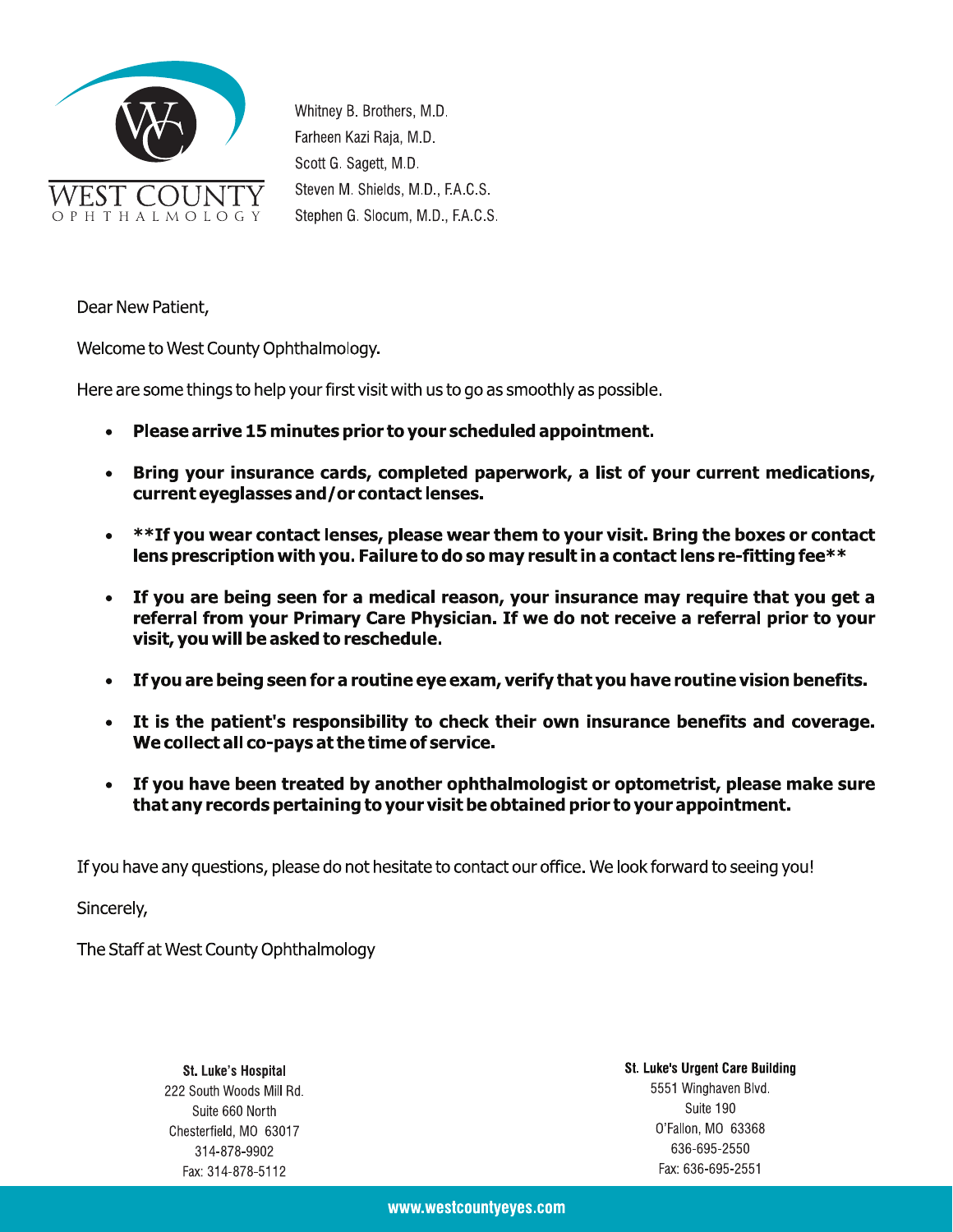WEST COUNTY
OPHTHALMOLOGY

Whitney B. Brothers, M.D.
Farheen Kazi Raja, M.D.
Scott G. Sagett, M.D.
Steven M. Shields, M.D., F.A.C.S.
Stephen G. Slocum, M.D., F.A.C.S.

Dear New Patient,

Welcome to West County Ophthalmology.

Here are some things to help your first visit with us to go as smoothly as possible.

- **Please arrive 15 minutes prior to your scheduled appointment.**
- **Bring your insurance cards, completed paperwork, a list of your current medications, current eyeglasses and/or contact lenses.**
- **\*\*If you wear contact lenses, please wear them to your visit. Bring the boxes or contact lens prescription with you. Failure to do so may result in a contact lens re-fitting fee\*\***
- **If you are being seen for a medical reason, your insurance may require that you get a referral from your Primary Care Physician. If we do not receive a referral prior to your visit, you will be asked to reschedule.**
- **If you are being seen for a routine eye exam, verify that you have routine vision benefits.**
- **It is the patient's responsibility to check their own insurance benefits and coverage. We collect all co-pays at the time of service.**
- **If you have been treated by another ophthalmologist or optometrist, please make sure that any records pertaining to your visit be obtained prior to your appointment.**

If you have any questions, please do not hesitate to contact our office. We look forward to seeing you!

Sincerely,

The Staff at West County Ophthalmology

**St. Luke's Hospital**
222 South Woods Mill Rd.
Suite 660 North
Chesterfield, MO 63017
314-878-9902
Fax: 314-878-5112

**St. Luke's Urgent Care Building**
5551 Winghaven Blvd.
Suite 190
O'Fallon, MO 63368
636-695-2550
Fax: 636-695-2551

www.westcountyeyes.com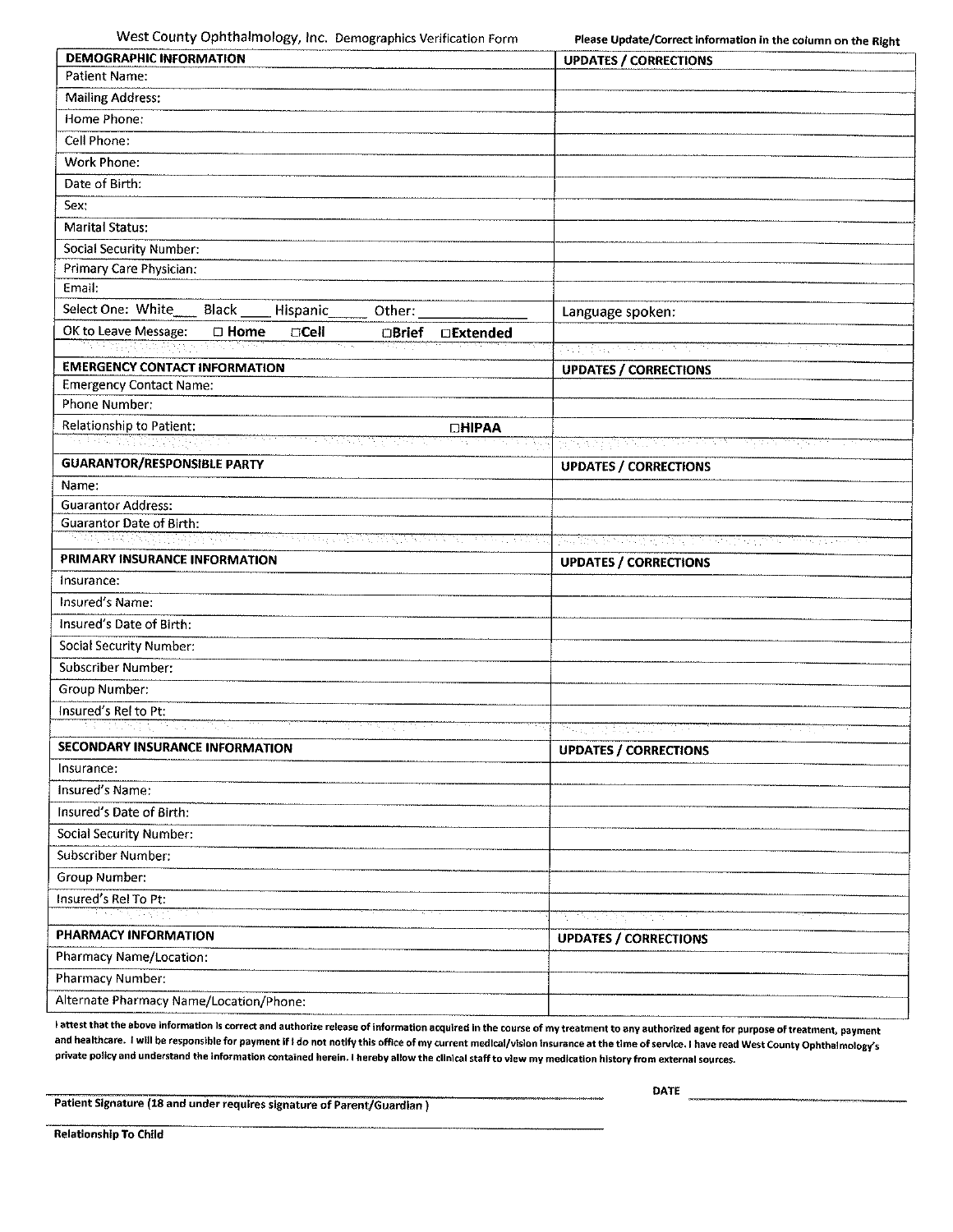West County Ophthalmology, Inc. Demographics Verification Form

**Please Update/Correct information in the column on the Right**

| DEMOGRAPHIC INFORMATION | UPDATES / CORRECTIONS |
| --- | --- |
| Patient Name: | |
| Mailing Address: | |
| Home Phone: | |
| Cell Phone: | |
| Work Phone: | |
| Date of Birth: | |
| Sex: | |
| Marital Status: | |
| Social Security Number: | |
| Primary Care Physician: | |
| Email: | |
| Select One: White___ Black ____ Hispanic______ Other: ______________ | Language spoken: |
| OK to Leave Message: □ Home □Cell □Brief □Extended | |

| EMERGENCY CONTACT INFORMATION | UPDATES / CORRECTIONS |
| --- | --- |
| Emergency Contact Name: | |
| Phone Number: | |
| Relationship to Patient: □HIPAA | |

| GUARANTOR/RESPONSIBLE PARTY | UPDATES / CORRECTIONS |
| --- | --- |
| Name: | |
| Guarantor Address: | |
| Guarantor Date of Birth: | |

| PRIMARY INSURANCE INFORMATION | UPDATES / CORRECTIONS |
| --- | --- |
| Insurance: | |
| Insured's Name: | |
| Insured's Date of Birth: | |
| Social Security Number: | |
| Subscriber Number: | |
| Group Number: | |
| Insured's Rel to Pt: | |

| SECONDARY INSURANCE INFORMATION | UPDATES / CORRECTIONS |
| --- | --- |
| Insurance: | |
| Insured's Name: | |
| Insured's Date of Birth: | |
| Social Security Number: | |
| Subscriber Number: | |
| Group Number: | |
| Insured's Rel To Pt: | |

| PHARMACY INFORMATION | UPDATES / CORRECTIONS |
| --- | --- |
| Pharmacy Name/Location: | |
| Pharmacy Number: | |
| Alternate Pharmacy Name/Location/Phone: | |

**I attest that the above information is correct and authorize release of information acquired in the course of my treatment to any authorized agent for purpose of treatment, payment and healthcare. I will be responsible for payment if I do not notify this office of my current medical/vision insurance at the time of service. I have read West County Ophthalmology's private policy and understand the information contained herein. I hereby allow the clinical staff to view my medication history from external sources.**

______________________________________________ **DATE** ____________________

**Patient Signature (18 and under requires signature of Parent/Guardian )**

______________________________________________

**Relationship To Child**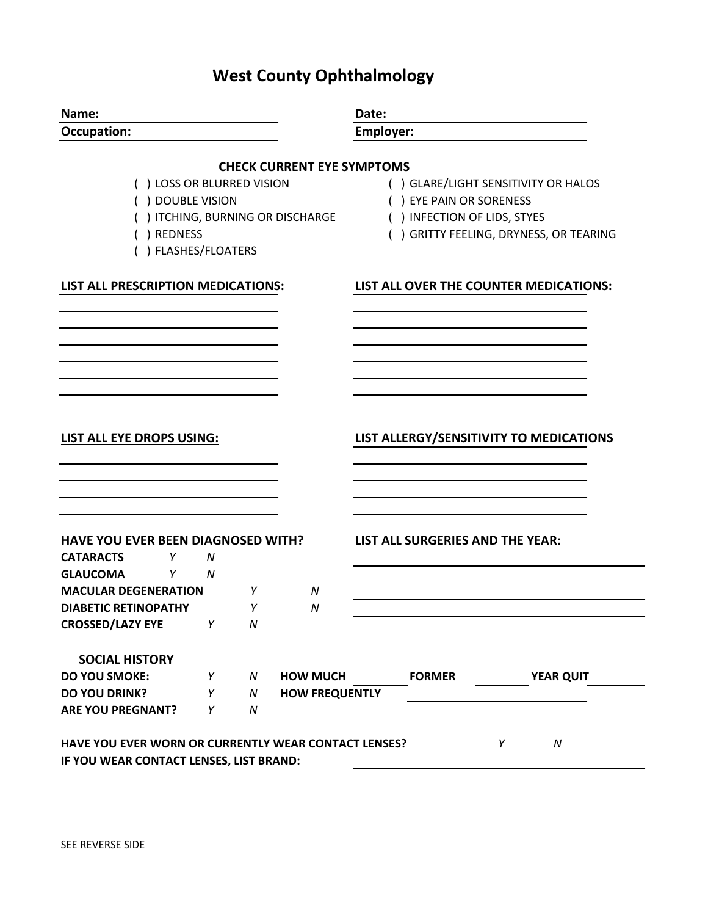# West County Ophthalmology

**Name:** ______________________ **Date:** ______________________

**Occupation:** ______________________ **Employer:** ______________________

## CHECK CURRENT EYE SYMPTOMS

( ) LOSS OR BLURRED VISION
( ) DOUBLE VISION
( ) ITCHING, BURNING OR DISCHARGE
( ) REDNESS
( ) FLASHES/FLOATERS
( ) GLARE/LIGHT SENSITIVITY OR HALOS
( ) EYE PAIN OR SORENESS
( ) INFECTION OF LIDS, STYES
( ) GRITTY FEELING, DRYNESS, OR TEARING

**LIST ALL PRESCRIPTION MEDICATIONS:**

______________________
______________________
______________________
______________________
______________________
______________________

**LIST ALL OVER THE COUNTER MEDICATIONS:**

______________________
______________________
______________________
______________________
______________________
______________________

**LIST ALL EYE DROPS USING:**

______________________
______________________
______________________
______________________

**LIST ALLERGY/SENSITIVITY TO MEDICATIONS**

______________________
______________________
______________________
______________________

**HAVE YOU EVER BEEN DIAGNOSED WITH?**

| | | |
|---|---|---|
| **CATARACTS** | *Y* | *N* |
| **GLAUCOMA** | *Y* | *N* |
| **MACULAR DEGENERATION** | *Y* | *N* |
| **DIABETIC RETINOPATHY** | *Y* | *N* |
| **CROSSED/LAZY EYE** | *Y* | *N* |

**LIST ALL SURGERIES AND THE YEAR:**

______________________
______________________
______________________
______________________

**SOCIAL HISTORY**

**DO YOU SMOKE:** *Y* *N* **HOW MUCH** ________ **FORMER** ________ **YEAR QUIT** ________

**DO YOU DRINK?** *Y* *N* **HOW FREQUENTLY** ______________________

**ARE YOU PREGNANT?** *Y* *N*

**HAVE YOU EVER WORN OR CURRENTLY WEAR CONTACT LENSES?** *Y* *N*

**IF YOU WEAR CONTACT LENSES, LIST BRAND:** ______________________

SEE REVERSE SIDE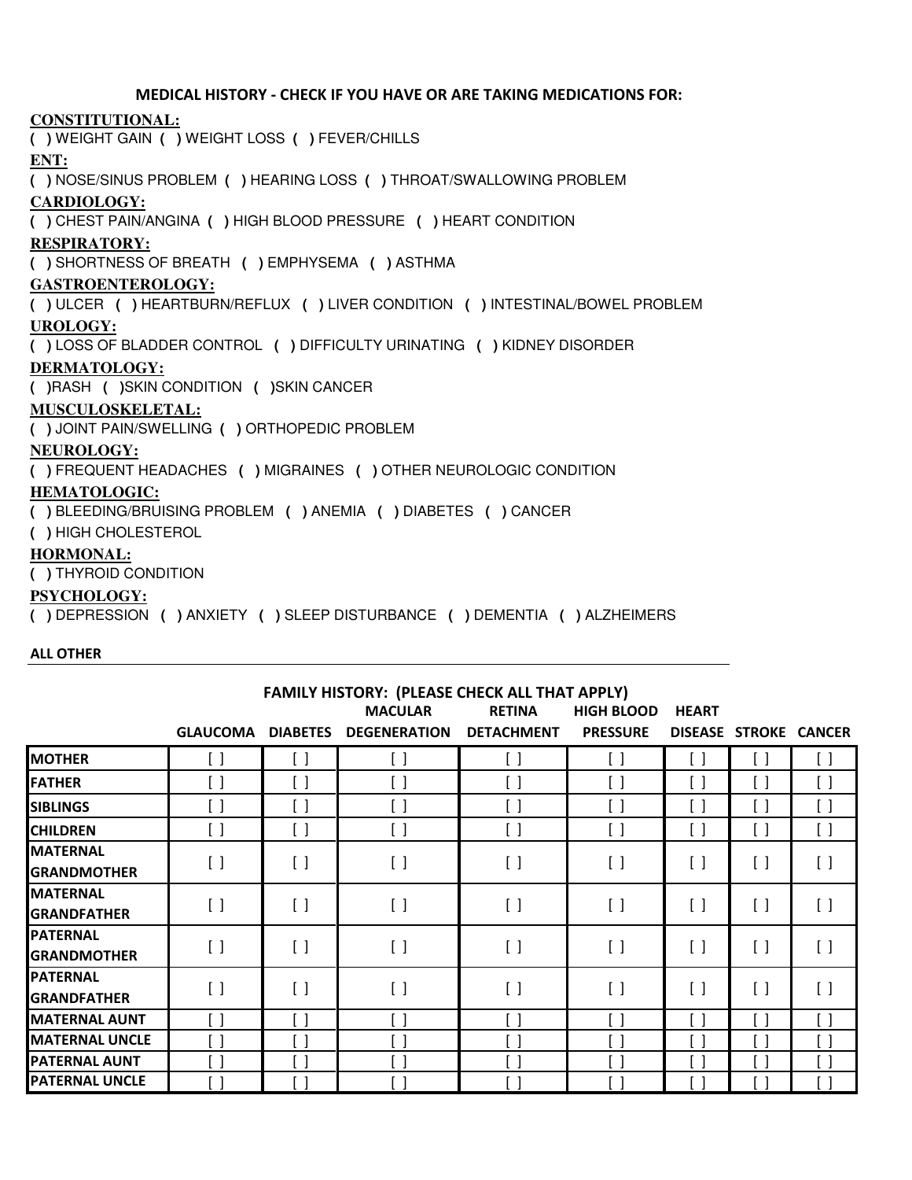**MEDICAL HISTORY - CHECK IF YOU HAVE OR ARE TAKING MEDICATIONS FOR:**

**CONSTITUTIONAL:**

( ) WEIGHT GAIN ( ) WEIGHT LOSS ( ) FEVER/CHILLS

**ENT:**

( ) NOSE/SINUS PROBLEM ( ) HEARING LOSS ( ) THROAT/SWALLOWING PROBLEM

**CARDIOLOGY:**

( ) CHEST PAIN/ANGINA ( ) HIGH BLOOD PRESSURE ( ) HEART CONDITION

**RESPIRATORY:**

( ) SHORTNESS OF BREATH ( ) EMPHYSEMA ( ) ASTHMA

**GASTROENTEROLOGY:**

( ) ULCER ( ) HEARTBURN/REFLUX ( ) LIVER CONDITION ( ) INTESTINAL/BOWEL PROBLEM

**UROLOGY:**

( ) LOSS OF BLADDER CONTROL ( ) DIFFICULTY URINATING ( ) KIDNEY DISORDER

**DERMATOLOGY:**

( )RASH ( )SKIN CONDITION ( )SKIN CANCER

**MUSCULOSKELETAL:**

( ) JOINT PAIN/SWELLING ( ) ORTHOPEDIC PROBLEM

**NEUROLOGY:**

( ) FREQUENT HEADACHES ( ) MIGRAINES ( ) OTHER NEUROLOGIC CONDITION

**HEMATOLOGIC:**

( ) BLEEDING/BRUISING PROBLEM ( ) ANEMIA ( ) DIABETES ( ) CANCER

( ) HIGH CHOLESTEROL

**HORMONAL:**

( ) THYROID CONDITION

**PSYCHOLOGY:**

( ) DEPRESSION ( ) ANXIETY ( ) SLEEP DISTURBANCE ( ) DEMENTIA ( ) ALZHEIMERS

**ALL OTHER** ________________________________________________

**FAMILY HISTORY: (PLEASE CHECK ALL THAT APPLY)**

| | GLAUCOMA | DIABETES | MACULAR DEGENERATION | RETINA DETACHMENT | HIGH BLOOD PRESSURE | HEART DISEASE | STROKE | CANCER |
|---|---|---|---|---|---|---|---|---|
| **MOTHER** | [ ] | [ ] | [ ] | [ ] | [ ] | [ ] | [ ] | [ ] |
| **FATHER** | [ ] | [ ] | [ ] | [ ] | [ ] | [ ] | [ ] | [ ] |
| **SIBLINGS** | [ ] | [ ] | [ ] | [ ] | [ ] | [ ] | [ ] | [ ] |
| **CHILDREN** | [ ] | [ ] | [ ] | [ ] | [ ] | [ ] | [ ] | [ ] |
| **MATERNAL GRANDMOTHER** | [ ] | [ ] | [ ] | [ ] | [ ] | [ ] | [ ] | [ ] |
| **MATERNAL GRANDFATHER** | [ ] | [ ] | [ ] | [ ] | [ ] | [ ] | [ ] | [ ] |
| **PATERNAL GRANDMOTHER** | [ ] | [ ] | [ ] | [ ] | [ ] | [ ] | [ ] | [ ] |
| **PATERNAL GRANDFATHER** | [ ] | [ ] | [ ] | [ ] | [ ] | [ ] | [ ] | [ ] |
| **MATERNAL AUNT** | [ ] | [ ] | [ ] | [ ] | [ ] | [ ] | [ ] | [ ] |
| **MATERNAL UNCLE** | [ ] | [ ] | [ ] | [ ] | [ ] | [ ] | [ ] | [ ] |
| **PATERNAL AUNT** | [ ] | [ ] | [ ] | [ ] | [ ] | [ ] | [ ] | [ ] |
| **PATERNAL UNCLE** | [ ] | [ ] | [ ] | [ ] | [ ] | [ ] | [ ] | [ ] |